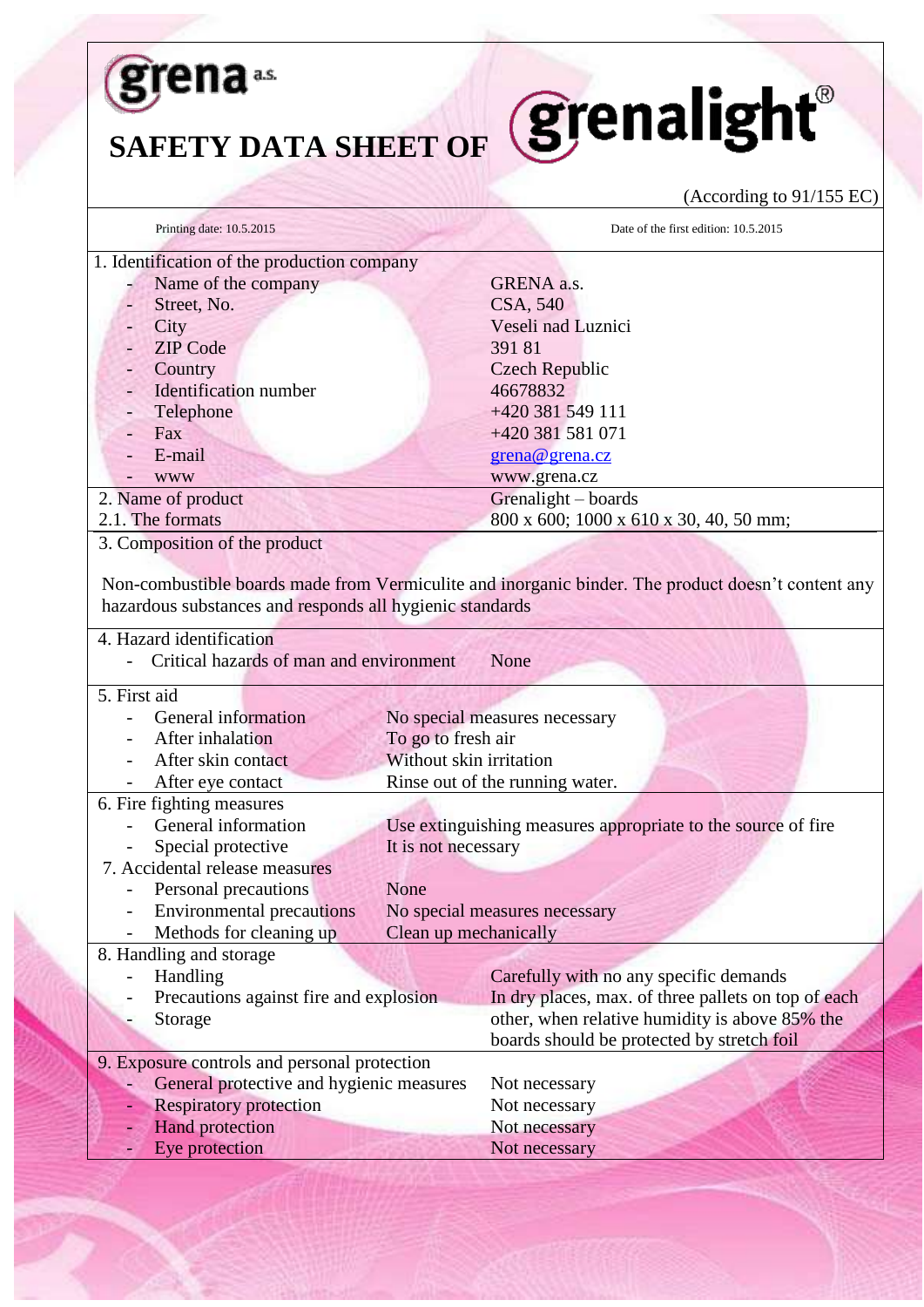grena a.s.

# SAFETY DATA SHEET OF grenalight®

(According to 91/155 EC)

Printing date: 10.5.2015 | Date of the first edition: 10.5.2015

## 1. Identification of the production company

| | |
|---|---|
| - Name of the company | GRENA a.s. |
| - Street, No. | CSA, 540 |
| - City | Veseli nad Luznici |
| - ZIP Code | 391 81 |
| - Country | Czech Republic |
| - Identification number | 46678832 |
| - Telephone | +420 381 549 111 |
| - Fax | +420 381 581 071 |
| - E-mail | grena@grena.cz |
| - www | www.grena.cz |

## 2. Name of product

Grenalight – boards

**2.1. The formats:** 800 x 600; 1000 x 610 x 30, 40, 50 mm;

## 3. Composition of the product

Non-combustible boards made from Vermiculite and inorganic binder. The product doesn't content any hazardous substances and responds all hygienic standards

## 4. Hazard identification

- Critical hazards of man and environment: None

## 5. First aid

| | |
|---|---|
| - General information | No special measures necessary |
| - After inhalation | To go to fresh air |
| - After skin contact | Without skin irritation |
| - After eye contact | Rinse out of the running water. |

## 6. Fire fighting measures

| | |
|---|---|
| - General information | Use extinguishing measures appropriate to the source of fire |
| - Special protective | It is not necessary |

## 7. Accidental release measures

| | |
|---|---|
| - Personal precautions | None |
| - Environmental precautions | No special measures necessary |
| - Methods for cleaning up | Clean up mechanically |

## 8. Handling and storage

| | |
|---|---|
| - Handling | Carefully with no any specific demands |
| - Precautions against fire and explosion<br>- Storage | In dry places, max. of three pallets on top of each other, when relative humidity is above 85% the boards should be protected by stretch foil |

## 9. Exposure controls and personal protection

| | |
|---|---|
| - General protective and hygienic measures | Not necessary |
| - Respiratory protection | Not necessary |
| - Hand protection | Not necessary |
| - Eye protection | Not necessary |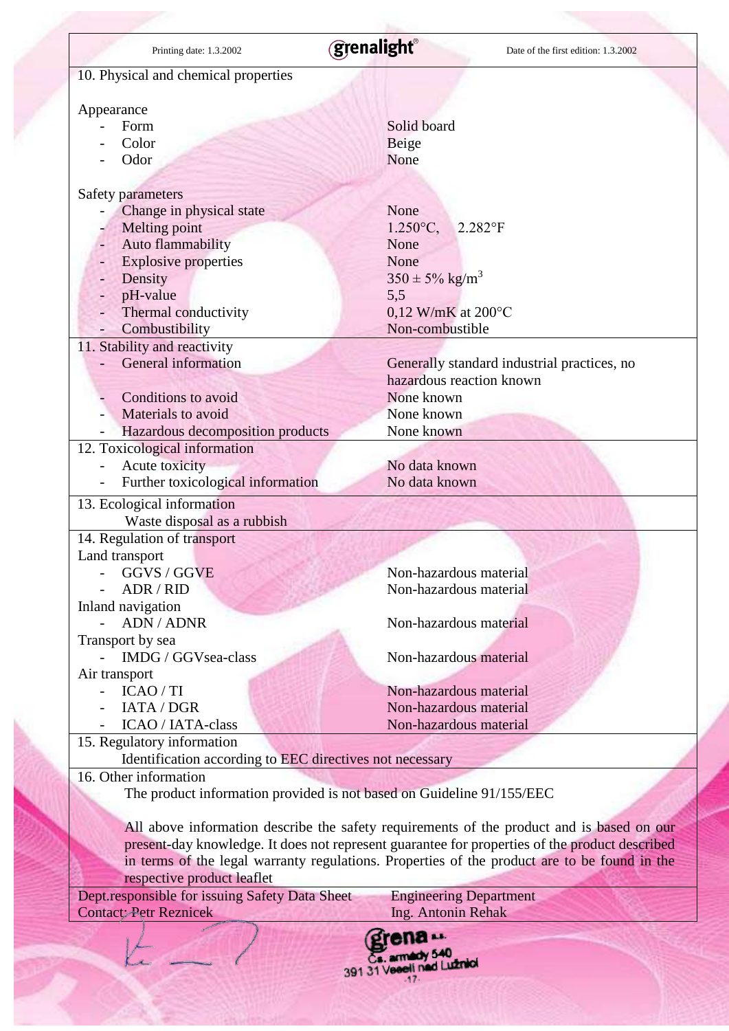## 10. Physical and chemical properties

**Appearance**

| | |
|---|---|
| - Form | Solid board |
| - Color | Beige |
| - Odor | None |

**Safety parameters**

| | |
|---|---|
| - Change in physical state | None |
| - Melting point | 1.250°C, 2.282°F |
| - Auto flammability | None |
| - Explosive properties | None |
| - Density | $350 \pm 5\%$ kg/m$^3$ |
| - pH-value | 5,5 |
| - Thermal conductivity | 0,12 W/mK at 200°C |
| - Combustibility | Non-combustible |

## 11. Stability and reactivity

| | |
|---|---|
| - General information | Generally standard industrial practices, no hazardous reaction known |
| - Conditions to avoid | None known |
| - Materials to avoid | None known |
| - Hazardous decomposition products | None known |

## 12. Toxicological information

| | |
|---|---|
| - Acute toxicity | No data known |
| - Further toxicological information | No data known |

## 13. Ecological information

Waste disposal as a rubbish

## 14. Regulation of transport

**Land transport**

| | |
|---|---|
| - GGVS / GGVE | Non-hazardous material |
| - ADR / RID | Non-hazardous material |

**Inland navigation**

| | |
|---|---|
| - ADN / ADNR | Non-hazardous material |

**Transport by sea**

| | |
|---|---|
| - IMDG / GGVsea-class | Non-hazardous material |

**Air transport**

| | |
|---|---|
| - ICAO / TI | Non-hazardous material |
| - IATA / DGR | Non-hazardous material |
| - ICAO / IATA-class | Non-hazardous material |

## 15. Regulatory information

Identification according to EEC directives not necessary

## 16. Other information

The product information provided is not based on Guideline 91/155/EEC

All above information describe the safety requirements of the product and is based on our present-day knowledge. It does not represent guarantee for properties of the product described in terms of the legal warranty regulations. Properties of the product are to be found in the respective product leaflet

| | |
|---|---|
| Dept.responsible for issuing Safety Data Sheet | Engineering Department |
| Contact: Petr Reznicek | Ing. Antonin Rehak |

grena a.s.
Čs. armády 540
391 31 Veselí nad Lužnicí